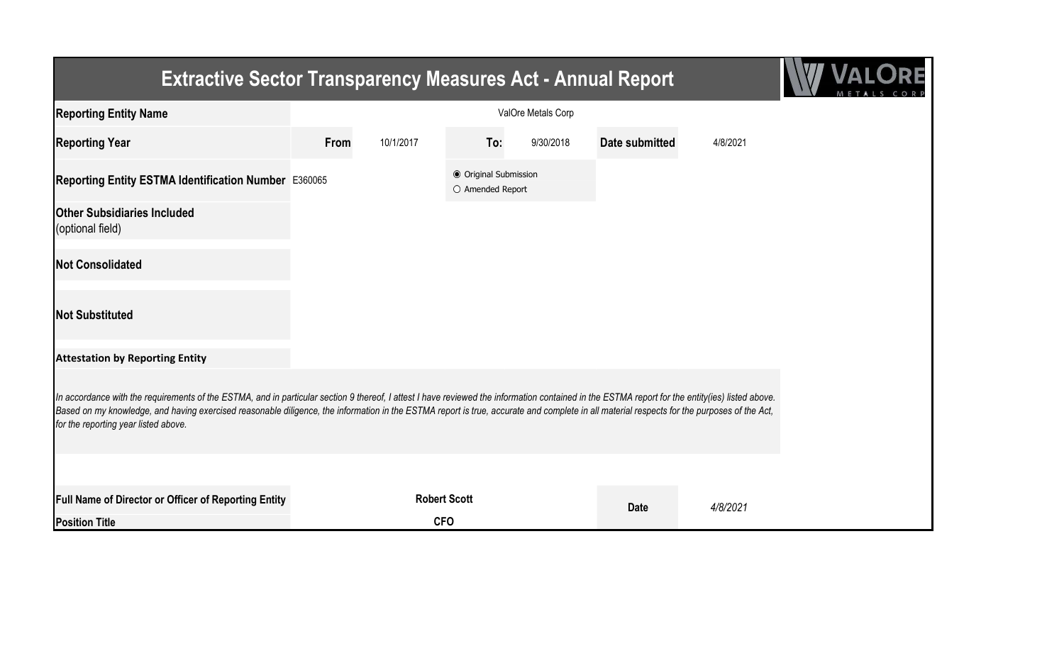# Extractive Sector Transparency Measures Act - Annual Report

| | | | | | | |
|---|---|---|---|---|---|---|
| **Reporting Entity Name** | ValOre Metals Corp | | | | | |
| **Reporting Year** | **From** | 10/1/2017 | **To:** | 9/30/2018 | **Date submitted** | 4/8/2021 |
| **Reporting Entity ESTMA Identification Number** | E360065 | | ◉ Original Submission<br>○ Amended Report | | | |
| **Other Subsidiaries Included** (optional field) | | | | | | |
| **Not Consolidated** | | | | | | |
| **Not Substituted** | | | | | | |

**Attestation by Reporting Entity**

*In accordance with the requirements of the ESTMA, and in particular section 9 thereof, I attest I have reviewed the information contained in the ESTMA report for the entity(ies) listed above. Based on my knowledge, and having exercised reasonable diligence, the information in the ESTMA report is true, accurate and complete in all material respects for the purposes of the Act, for the reporting year listed above.*

| | | | |
|---|---|---|---|
| **Full Name of Director or Officer of Reporting Entity** | **Robert Scott** | **Date** | *4/8/2021* |
| **Position Title** | **CFO** | | |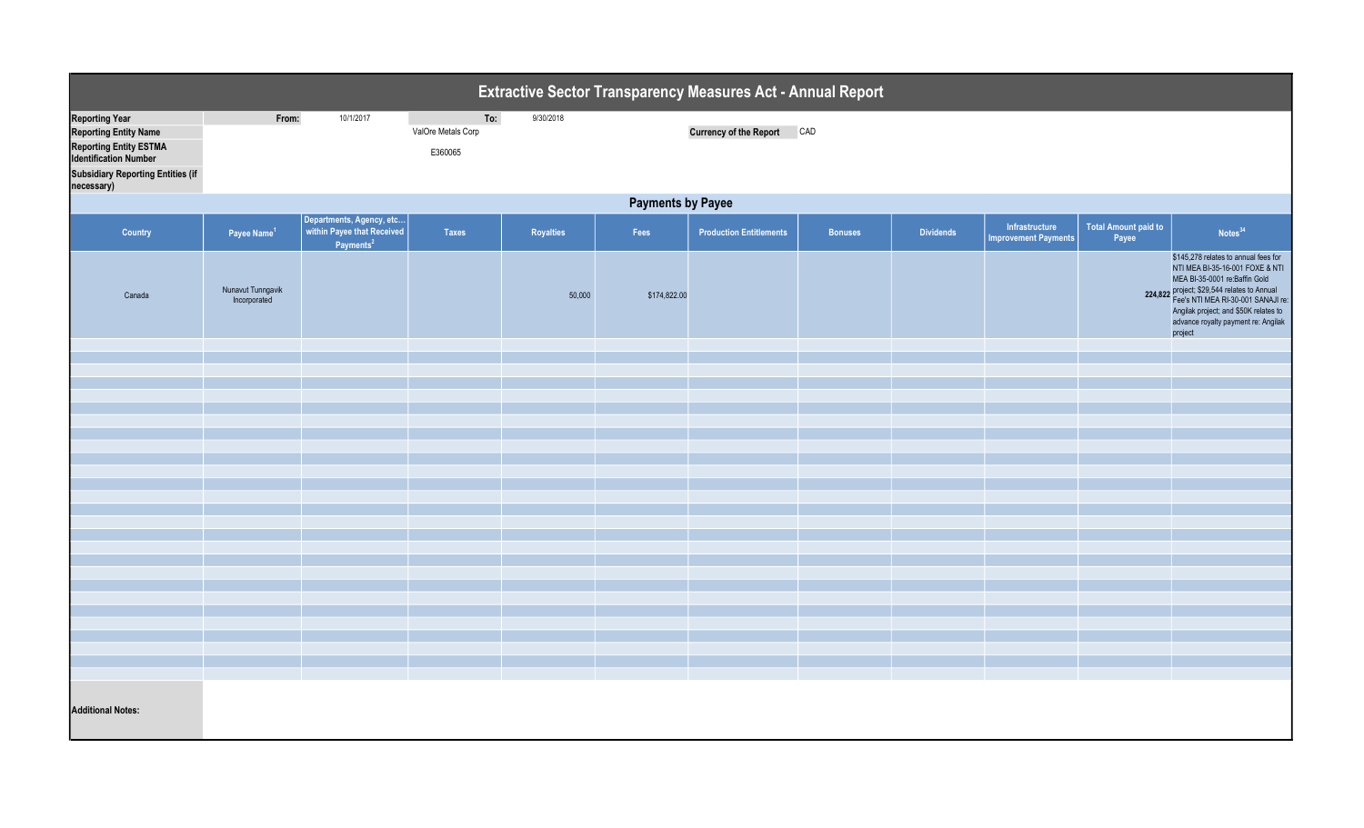# Extractive Sector Transparency Measures Act - Annual Report

| | | | | | | | |
|---|---|---|---|---|---|---|---|
| **Reporting Year** | **From:** | 10/1/2017 | **To:** | 9/30/2018 | | | |
| **Reporting Entity Name** | | | ValOre Metals Corp | | **Currency of the Report** | CAD | |
| **Reporting Entity ESTMA Identification Number** | | | E360065 | | | | |
| **Subsidiary Reporting Entities (if necessary)** | | | | | | | |

## Payments by Payee

| Country | Payee Name[1] | Departments, Agency, etc… within Payee that Received Payments[2] | Taxes | Royalties | Fees | Production Entitlements | Bonuses | Dividends | Infrastructure Improvement Payments | Total Amount paid to Payee | Notes[34] |
|---|---|---|---|---|---|---|---|---|---|---|---|
| Canada | Nunavut Tunngavik Incorporated | | | 50,000 | $174,822.00 | | | | | 224,822 | $145,278 relates to annual fees for NTI MEA BI-35-16-001 FOXE & NTI MEA BI-35-0001 re:Baffin Gold project; $29,544 relates to Annual Fee's NTI MEA RI-30-001 SANAJI re: Angilak project; and $50K relates to advance royalty payment re: Angilak project |

**Additional Notes:**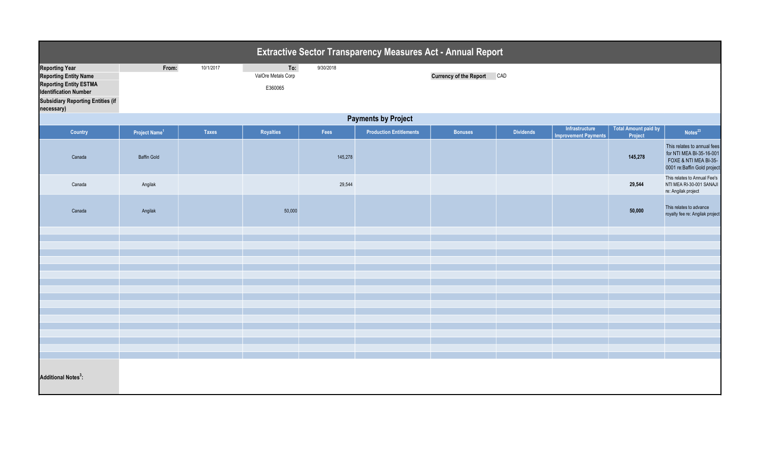# Extractive Sector Transparency Measures Act - Annual Report

| | | | | | |
|---|---|---|---|---|---|
| **Reporting Year** | **From:** | 10/1/2017 | **To:** | 9/30/2018 | |
| **Reporting Entity Name** | | ValOre Metals Corp | | **Currency of the Report** | CAD |
| **Reporting Entity ESTMA Identification Number** | | E360065 | | | |
| **Subsidiary Reporting Entities (if necessary)** | | | | | |

## Payments by Project

| Country | Project Name[1] | Taxes | Royalties | Fees | Production Entitlements | Bonuses | Dividends | Infrastructure Improvement Payments | Total Amount paid by Project | Notes[23] |
|---|---|---|---|---|---|---|---|---|---|---|
| Canada | Baffin Gold | | | 145,278 | | | | | **145,278** | This relates to annual fees for NTI MEA BI-35-16-001 FOXE & NTI MEA BI-35-0001 re:Baffin Gold project |
| Canada | Angilak | | | 29,544 | | | | | **29,544** | This relates to Annual Fee's NTI MEA RI-30-001 SANAJI re: Angilak project |
| Canada | Angilak | | 50,000 | | | | | | **50,000** | This relates to advance royalty fee re: Angilak project |

**Additional Notes[3]:**